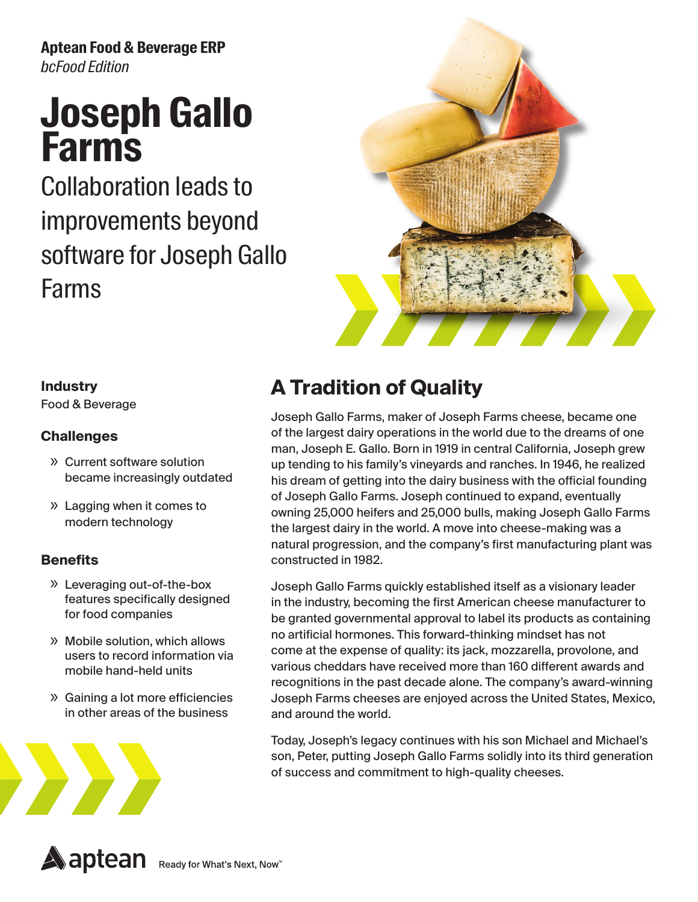**Aptean Food & Beverage ERP**
*bcFood Edition*

# Joseph Gallo Farms

## Collaboration leads to improvements beyond software for Joseph Gallo Farms

**Industry**

Food & Beverage

**Challenges**

- Current software solution became increasingly outdated
- Lagging when it comes to modern technology

**Benefits**

- Leveraging out-of-the-box features specifically designed for food companies
- Mobile solution, which allows users to record information via mobile hand-held units
- Gaining a lot more efficiencies in other areas of the business

## A Tradition of Quality

Joseph Gallo Farms, maker of Joseph Farms cheese, became one of the largest dairy operations in the world due to the dreams of one man, Joseph E. Gallo. Born in 1919 in central California, Joseph grew up tending to his family's vineyards and ranches. In 1946, he realized his dream of getting into the dairy business with the official founding of Joseph Gallo Farms. Joseph continued to expand, eventually owning 25,000 heifers and 25,000 bulls, making Joseph Gallo Farms the largest dairy in the world. A move into cheese-making was a natural progression, and the company's first manufacturing plant was constructed in 1982.

Joseph Gallo Farms quickly established itself as a visionary leader in the industry, becoming the first American cheese manufacturer to be granted governmental approval to label its products as containing no artificial hormones. This forward-thinking mindset has not come at the expense of quality: its jack, mozzarella, provolone, and various cheddars have received more than 160 different awards and recognitions in the past decade alone. The company's award-winning Joseph Farms cheeses are enjoyed across the United States, Mexico, and around the world.

Today, Joseph's legacy continues with his son Michael and Michael's son, Peter, putting Joseph Gallo Farms solidly into its third generation of success and commitment to high-quality cheeses.

aptean Ready for What's Next, Now™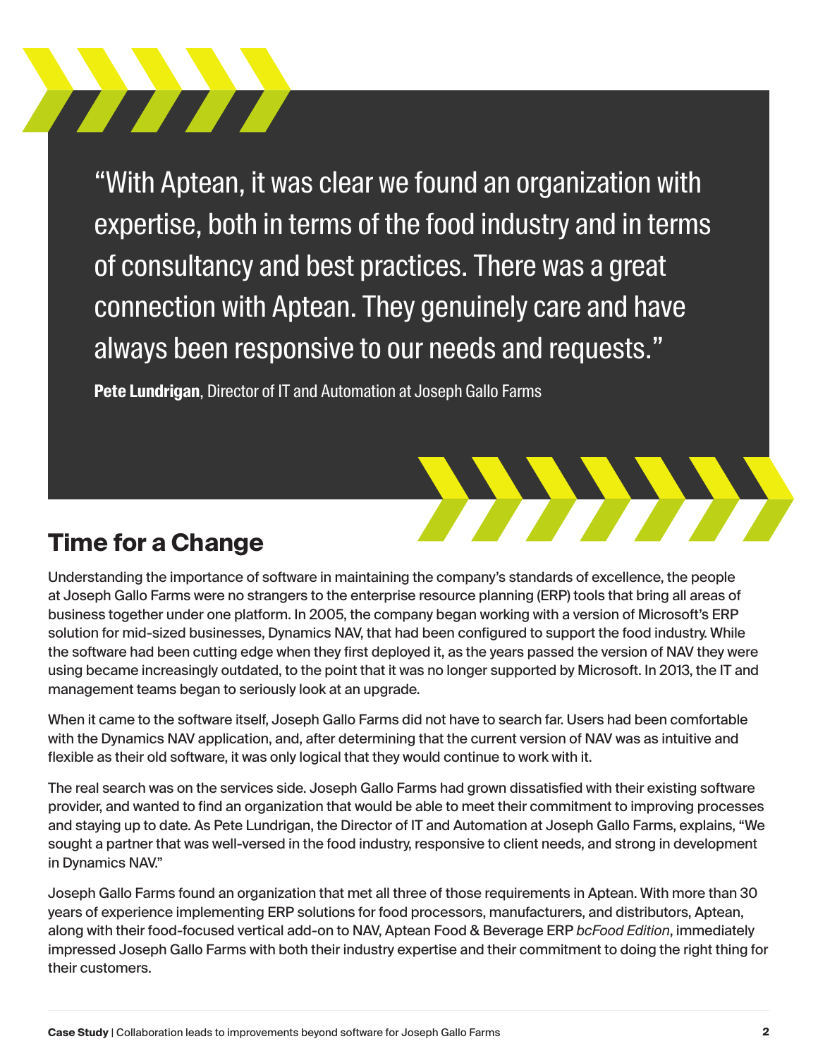> "With Aptean, it was clear we found an organization with expertise, both in terms of the food industry and in terms of consultancy and best practices. There was a great connection with Aptean. They genuinely care and have always been responsive to our needs and requests."
>
> **Pete Lundrigan**, Director of IT and Automation at Joseph Gallo Farms

## Time for a Change

Understanding the importance of software in maintaining the company's standards of excellence, the people at Joseph Gallo Farms were no strangers to the enterprise resource planning (ERP) tools that bring all areas of business together under one platform. In 2005, the company began working with a version of Microsoft's ERP solution for mid-sized businesses, Dynamics NAV, that had been configured to support the food industry. While the software had been cutting edge when they first deployed it, as the years passed the version of NAV they were using became increasingly outdated, to the point that it was no longer supported by Microsoft. In 2013, the IT and management teams began to seriously look at an upgrade.

When it came to the software itself, Joseph Gallo Farms did not have to search far. Users had been comfortable with the Dynamics NAV application, and, after determining that the current version of NAV was as intuitive and flexible as their old software, it was only logical that they would continue to work with it.

The real search was on the services side. Joseph Gallo Farms had grown dissatisfied with their existing software provider, and wanted to find an organization that would be able to meet their commitment to improving processes and staying up to date. As Pete Lundrigan, the Director of IT and Automation at Joseph Gallo Farms, explains, "We sought a partner that was well-versed in the food industry, responsive to client needs, and strong in development in Dynamics NAV."

Joseph Gallo Farms found an organization that met all three of those requirements in Aptean. With more than 30 years of experience implementing ERP solutions for food processors, manufacturers, and distributors, Aptean, along with their food-focused vertical add-on to NAV, Aptean Food & Beverage ERP *bcFood Edition*, immediately impressed Joseph Gallo Farms with both their industry expertise and their commitment to doing the right thing for their customers.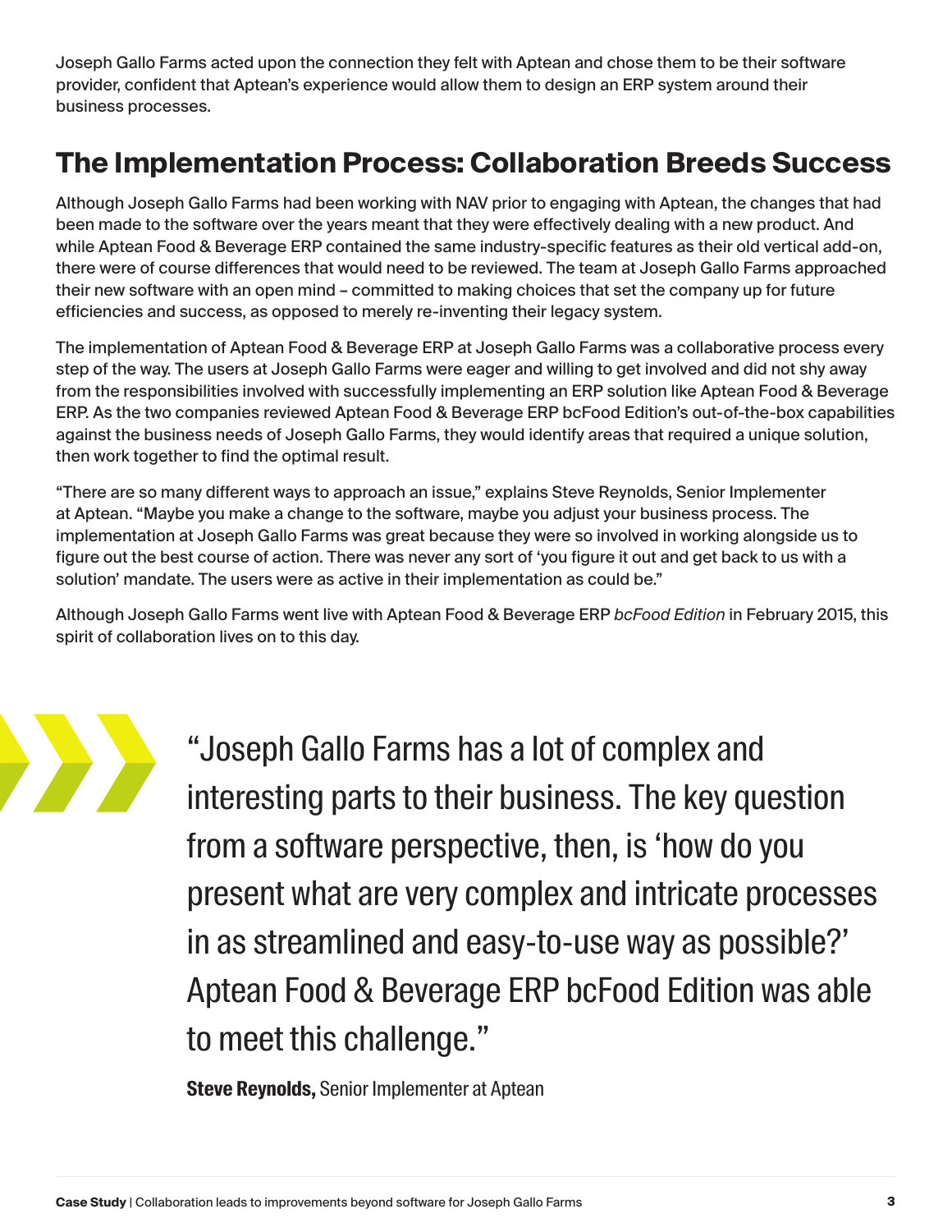Joseph Gallo Farms acted upon the connection they felt with Aptean and chose them to be their software provider, confident that Aptean's experience would allow them to design an ERP system around their business processes.

## The Implementation Process: Collaboration Breeds Success

Although Joseph Gallo Farms had been working with NAV prior to engaging with Aptean, the changes that had been made to the software over the years meant that they were effectively dealing with a new product. And while Aptean Food & Beverage ERP contained the same industry-specific features as their old vertical add-on, there were of course differences that would need to be reviewed. The team at Joseph Gallo Farms approached their new software with an open mind – committed to making choices that set the company up for future efficiencies and success, as opposed to merely re-inventing their legacy system.

The implementation of Aptean Food & Beverage ERP at Joseph Gallo Farms was a collaborative process every step of the way. The users at Joseph Gallo Farms were eager and willing to get involved and did not shy away from the responsibilities involved with successfully implementing an ERP solution like Aptean Food & Beverage ERP. As the two companies reviewed Aptean Food & Beverage ERP bcFood Edition's out-of-the-box capabilities against the business needs of Joseph Gallo Farms, they would identify areas that required a unique solution, then work together to find the optimal result.

"There are so many different ways to approach an issue," explains Steve Reynolds, Senior Implementer at Aptean. "Maybe you make a change to the software, maybe you adjust your business process. The implementation at Joseph Gallo Farms was great because they were so involved in working alongside us to figure out the best course of action. There was never any sort of 'you figure it out and get back to us with a solution' mandate. The users were as active in their implementation as could be."

Although Joseph Gallo Farms went live with Aptean Food & Beverage ERP *bcFood Edition* in February 2015, this spirit of collaboration lives on to this day.

> "Joseph Gallo Farms has a lot of complex and interesting parts to their business. The key question from a software perspective, then, is 'how do you present what are very complex and intricate processes in as streamlined and easy-to-use way as possible?' Aptean Food & Beverage ERP bcFood Edition was able to meet this challenge."
>
> **Steve Reynolds,** Senior Implementer at Aptean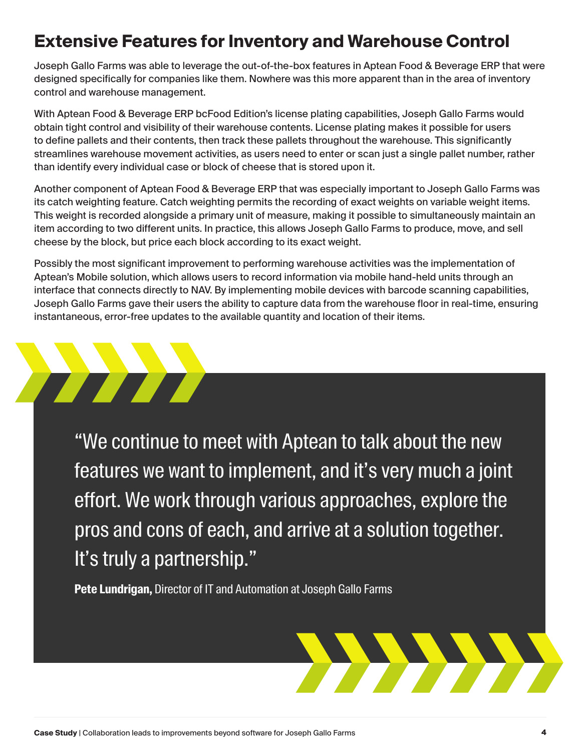## Extensive Features for Inventory and Warehouse Control

Joseph Gallo Farms was able to leverage the out-of-the-box features in Aptean Food & Beverage ERP that were designed specifically for companies like them. Nowhere was this more apparent than in the area of inventory control and warehouse management.

With Aptean Food & Beverage ERP bcFood Edition's license plating capabilities, Joseph Gallo Farms would obtain tight control and visibility of their warehouse contents. License plating makes it possible for users to define pallets and their contents, then track these pallets throughout the warehouse. This significantly streamlines warehouse movement activities, as users need to enter or scan just a single pallet number, rather than identify every individual case or block of cheese that is stored upon it.

Another component of Aptean Food & Beverage ERP that was especially important to Joseph Gallo Farms was its catch weighting feature. Catch weighting permits the recording of exact weights on variable weight items. This weight is recorded alongside a primary unit of measure, making it possible to simultaneously maintain an item according to two different units. In practice, this allows Joseph Gallo Farms to produce, move, and sell cheese by the block, but price each block according to its exact weight.

Possibly the most significant improvement to performing warehouse activities was the implementation of Aptean's Mobile solution, which allows users to record information via mobile hand-held units through an interface that connects directly to NAV. By implementing mobile devices with barcode scanning capabilities, Joseph Gallo Farms gave their users the ability to capture data from the warehouse floor in real-time, ensuring instantaneous, error-free updates to the available quantity and location of their items.

> "We continue to meet with Aptean to talk about the new features we want to implement, and it's very much a joint effort. We work through various approaches, explore the pros and cons of each, and arrive at a solution together. It's truly a partnership."
>
> **Pete Lundrigan,** Director of IT and Automation at Joseph Gallo Farms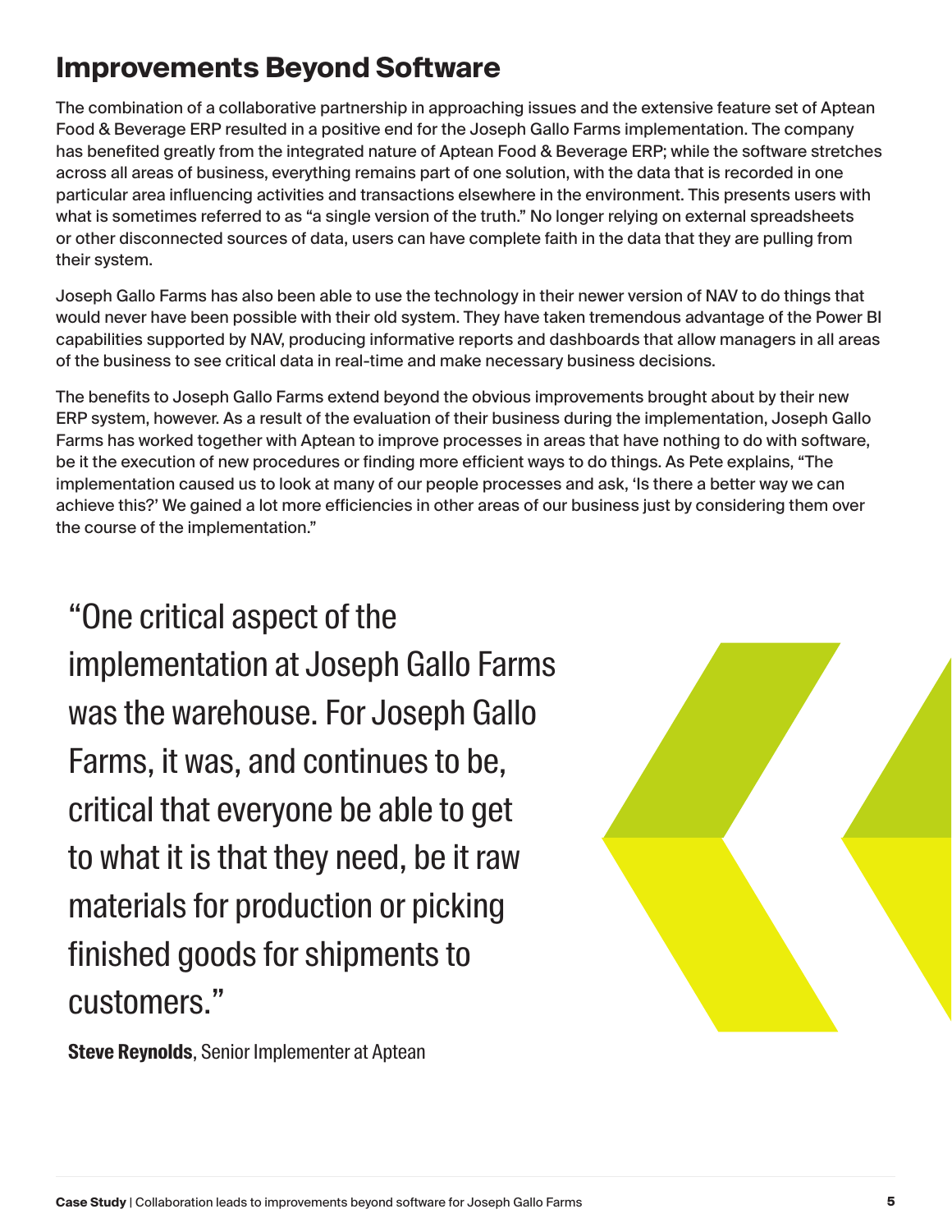## Improvements Beyond Software

The combination of a collaborative partnership in approaching issues and the extensive feature set of Aptean Food & Beverage ERP resulted in a positive end for the Joseph Gallo Farms implementation. The company has benefited greatly from the integrated nature of Aptean Food & Beverage ERP; while the software stretches across all areas of business, everything remains part of one solution, with the data that is recorded in one particular area influencing activities and transactions elsewhere in the environment. This presents users with what is sometimes referred to as "a single version of the truth." No longer relying on external spreadsheets or other disconnected sources of data, users can have complete faith in the data that they are pulling from their system.

Joseph Gallo Farms has also been able to use the technology in their newer version of NAV to do things that would never have been possible with their old system. They have taken tremendous advantage of the Power BI capabilities supported by NAV, producing informative reports and dashboards that allow managers in all areas of the business to see critical data in real-time and make necessary business decisions.

The benefits to Joseph Gallo Farms extend beyond the obvious improvements brought about by their new ERP system, however. As a result of the evaluation of their business during the implementation, Joseph Gallo Farms has worked together with Aptean to improve processes in areas that have nothing to do with software, be it the execution of new procedures or finding more efficient ways to do things. As Pete explains, "The implementation caused us to look at many of our people processes and ask, 'Is there a better way we can achieve this?' We gained a lot more efficiencies in other areas of our business just by considering them over the course of the implementation."

> "One critical aspect of the implementation at Joseph Gallo Farms was the warehouse. For Joseph Gallo Farms, it was, and continues to be, critical that everyone be able to get to what it is that they need, be it raw materials for production or picking finished goods for shipments to customers."
>
> **Steve Reynolds**, Senior Implementer at Aptean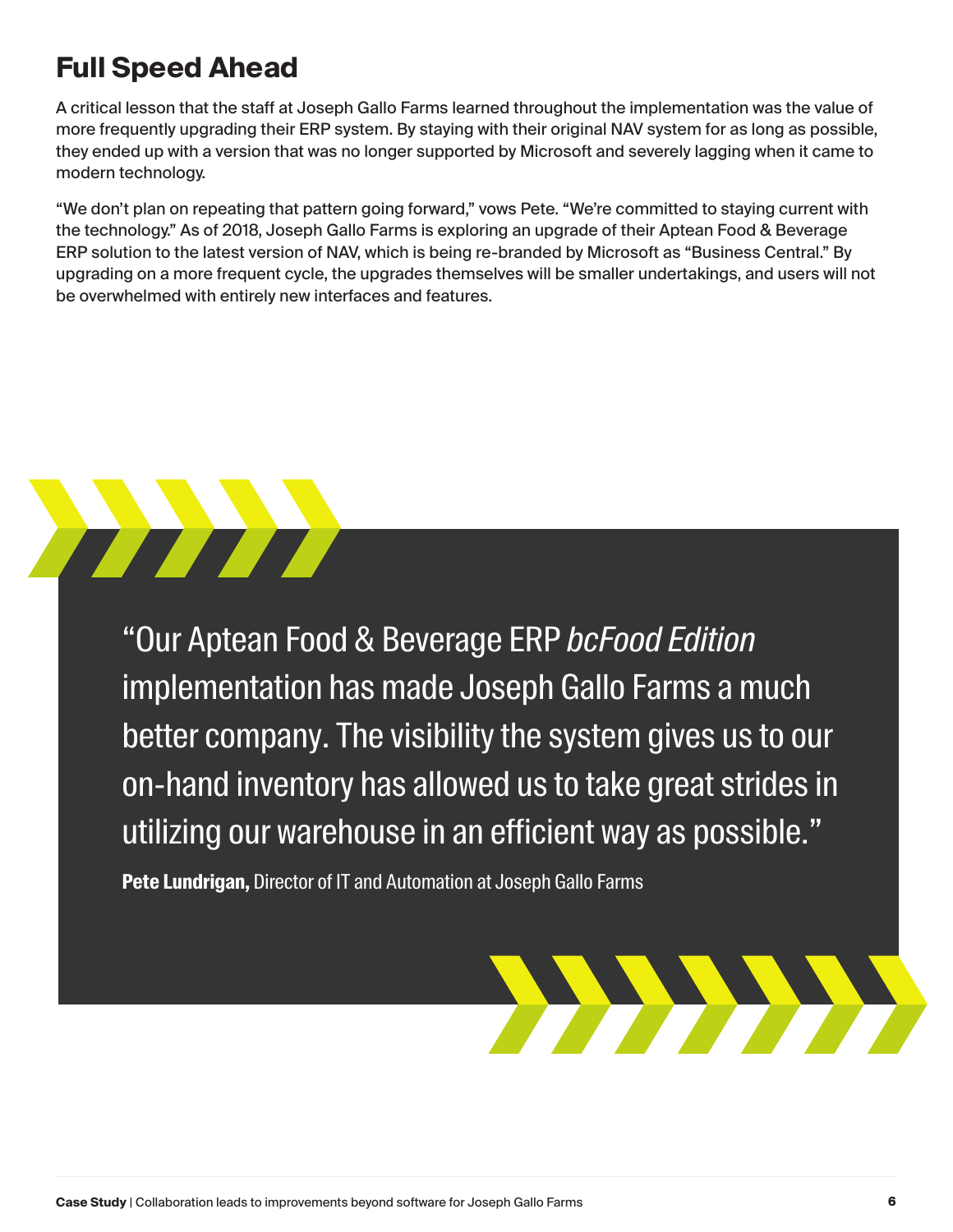## Full Speed Ahead

A critical lesson that the staff at Joseph Gallo Farms learned throughout the implementation was the value of more frequently upgrading their ERP system. By staying with their original NAV system for as long as possible, they ended up with a version that was no longer supported by Microsoft and severely lagging when it came to modern technology.

"We don't plan on repeating that pattern going forward," vows Pete. "We're committed to staying current with the technology." As of 2018, Joseph Gallo Farms is exploring an upgrade of their Aptean Food & Beverage ERP solution to the latest version of NAV, which is being re-branded by Microsoft as "Business Central." By upgrading on a more frequent cycle, the upgrades themselves will be smaller undertakings, and users will not be overwhelmed with entirely new interfaces and features.

> "Our Aptean Food & Beverage ERP *bcFood Edition* implementation has made Joseph Gallo Farms a much better company. The visibility the system gives us to our on-hand inventory has allowed us to take great strides in utilizing our warehouse in an efficient way as possible."
>
> **Pete Lundrigan,** Director of IT and Automation at Joseph Gallo Farms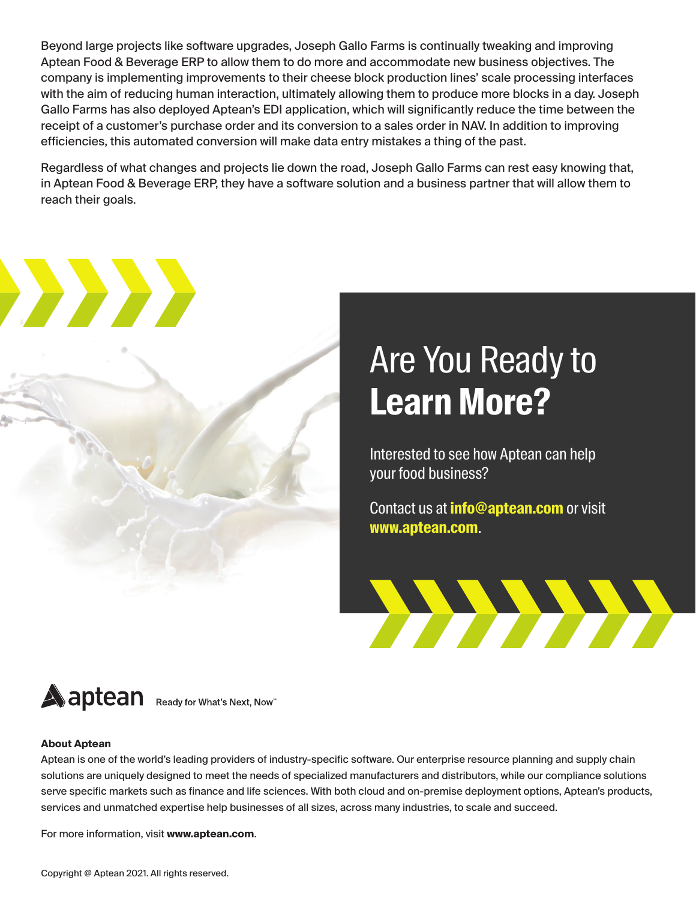Beyond large projects like software upgrades, Joseph Gallo Farms is continually tweaking and improving Aptean Food & Beverage ERP to allow them to do more and accommodate new business objectives. The company is implementing improvements to their cheese block production lines' scale processing interfaces with the aim of reducing human interaction, ultimately allowing them to produce more blocks in a day. Joseph Gallo Farms has also deployed Aptean's EDI application, which will significantly reduce the time between the receipt of a customer's purchase order and its conversion to a sales order in NAV. In addition to improving efficiencies, this automated conversion will make data entry mistakes a thing of the past.

Regardless of what changes and projects lie down the road, Joseph Gallo Farms can rest easy knowing that, in Aptean Food & Beverage ERP, they have a software solution and a business partner that will allow them to reach their goals.

# Are You Ready to **Learn More?**

Interested to see how Aptean can help your food business?

Contact us at **info@aptean.com** or visit **www.aptean.com**.

aptean Ready for What's Next, Now™

**About Aptean**

Aptean is one of the world's leading providers of industry-specific software. Our enterprise resource planning and supply chain solutions are uniquely designed to meet the needs of specialized manufacturers and distributors, while our compliance solutions serve specific markets such as finance and life sciences. With both cloud and on-premise deployment options, Aptean's products, services and unmatched expertise help businesses of all sizes, across many industries, to scale and succeed.

For more information, visit **www.aptean.com**.

Copyright @ Aptean 2021. All rights reserved.